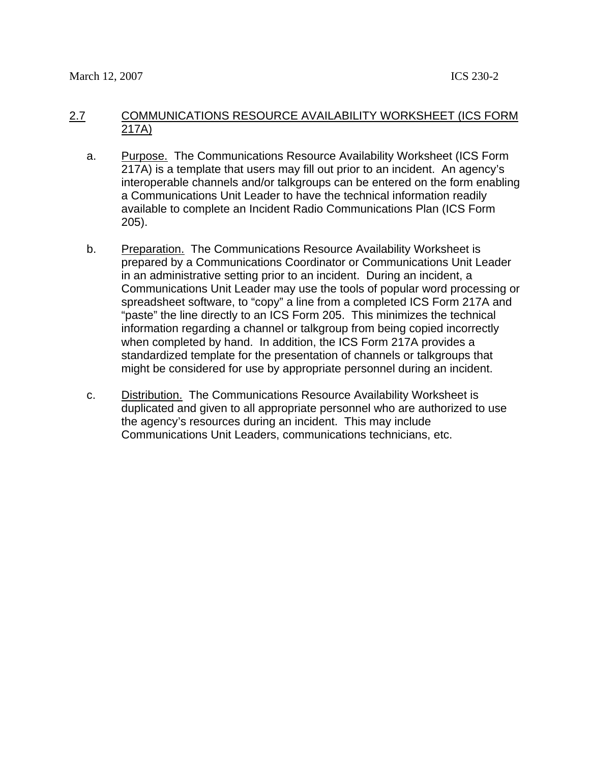## 2.7 COMMUNICATIONS RESOURCE AVAILABILITY WORKSHEET (ICS FORM 217A)

a. Purpose. The Communications Resource Availability Worksheet (ICS Form 217A) is a template that users may fill out prior to an incident. An agency's interoperable channels and/or talkgroups can be entered on the form enabling a Communications Unit Leader to have the technical information readily available to complete an Incident Radio Communications Plan (ICS Form 205).

b. Preparation. The Communications Resource Availability Worksheet is prepared by a Communications Coordinator or Communications Unit Leader in an administrative setting prior to an incident. During an incident, a Communications Unit Leader may use the tools of popular word processing or spreadsheet software, to "copy" a line from a completed ICS Form 217A and "paste" the line directly to an ICS Form 205. This minimizes the technical information regarding a channel or talkgroup from being copied incorrectly when completed by hand. In addition, the ICS Form 217A provides a standardized template for the presentation of channels or talkgroups that might be considered for use by appropriate personnel during an incident.

c. Distribution. The Communications Resource Availability Worksheet is duplicated and given to all appropriate personnel who are authorized to use the agency's resources during an incident. This may include Communications Unit Leaders, communications technicians, etc.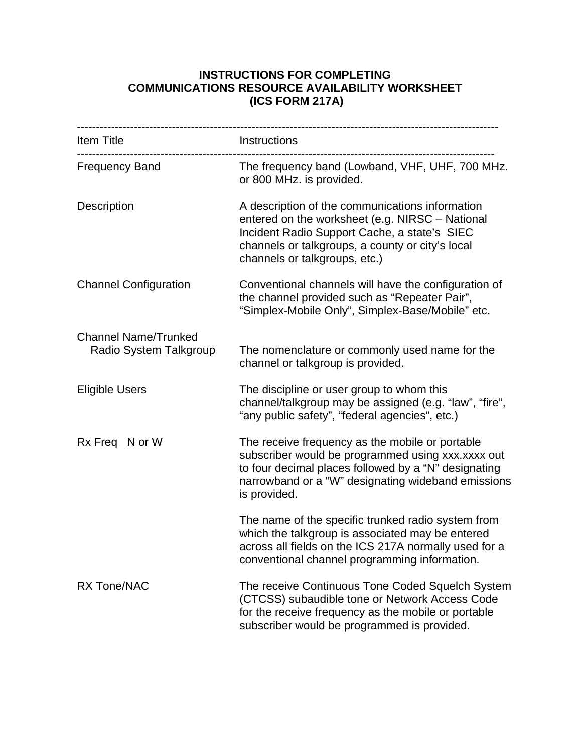**INSTRUCTIONS FOR COMPLETING**
**COMMUNICATIONS RESOURCE AVAILABILITY WORKSHEET**
**(ICS FORM 217A)**

| Item Title | Instructions |
|---|---|
| Frequency Band | The frequency band (Lowband, VHF, UHF, 700 MHz. or 800 MHz. is provided. |
| Description | A description of the communications information entered on the worksheet (e.g. NIRSC – National Incident Radio Support Cache, a state's SIEC channels or talkgroups, a county or city's local channels or talkgroups, etc.) |
| Channel Configuration | Conventional channels will have the configuration of the channel provided such as "Repeater Pair", "Simplex-Mobile Only", Simplex-Base/Mobile" etc. |
| Channel Name/Trunked Radio System Talkgroup | The nomenclature or commonly used name for the channel or talkgroup is provided. |
| Eligible Users | The discipline or user group to whom this channel/talkgroup may be assigned (e.g. "law", "fire", "any public safety", "federal agencies", etc.) |
| Rx Freq N or W | The receive frequency as the mobile or portable subscriber would be programmed using xxx.xxxx out to four decimal places followed by a "N" designating narrowband or a "W" designating wideband emissions is provided.<br><br>The name of the specific trunked radio system from which the talkgroup is associated may be entered across all fields on the ICS 217A normally used for a conventional channel programming information. |
| RX Tone/NAC | The receive Continuous Tone Coded Squelch System (CTCSS) subaudible tone or Network Access Code for the receive frequency as the mobile or portable subscriber would be programmed is provided. |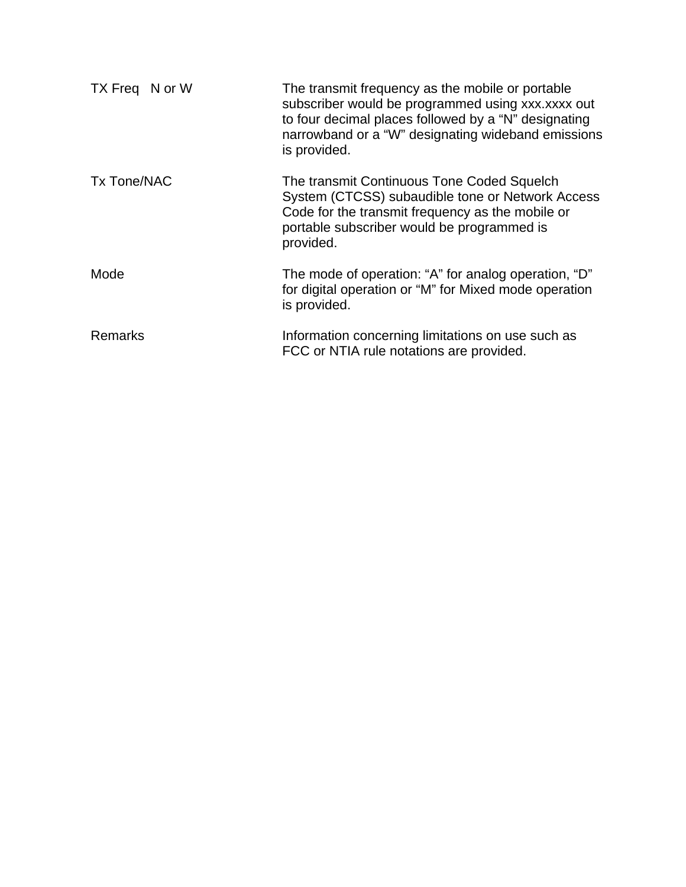| | |
|---|---|
| TX Freq N or W | The transmit frequency as the mobile or portable subscriber would be programmed using xxx.xxxx out to four decimal places followed by a “N” designating narrowband or a “W” designating wideband emissions is provided. |
| Tx Tone/NAC | The transmit Continuous Tone Coded Squelch System (CTCSS) subaudible tone or Network Access Code for the transmit frequency as the mobile or portable subscriber would be programmed is provided. |
| Mode | The mode of operation: “A” for analog operation, “D” for digital operation or “M” for Mixed mode operation is provided. |
| Remarks | Information concerning limitations on use such as FCC or NTIA rule notations are provided. |